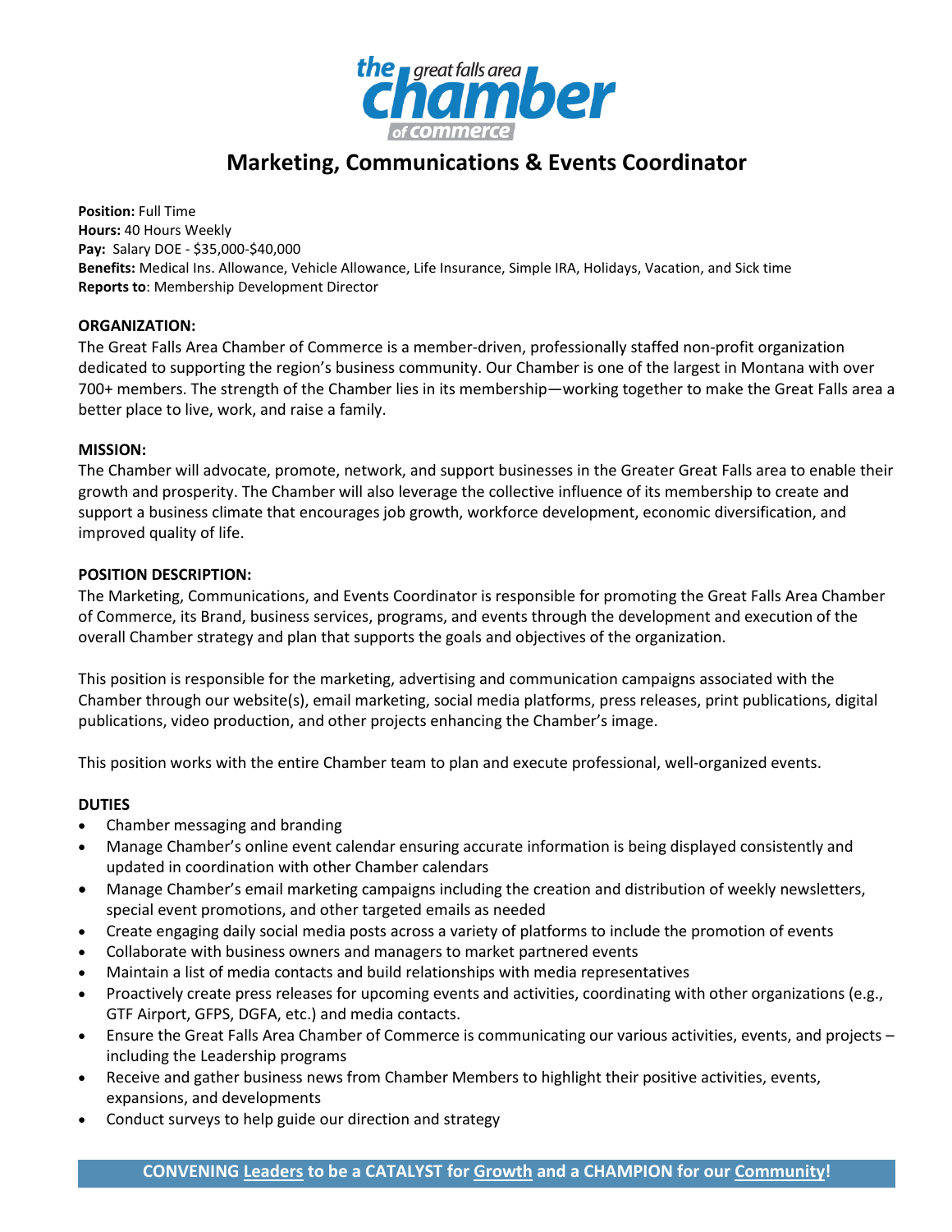the great falls area chamber of commerce

# Marketing, Communications & Events Coordinator

**Position:** Full Time
**Hours:** 40 Hours Weekly
**Pay:** Salary DOE - $35,000-$40,000
**Benefits:** Medical Ins. Allowance, Vehicle Allowance, Life Insurance, Simple IRA, Holidays, Vacation, and Sick time
**Reports to**: Membership Development Director

**ORGANIZATION:**

The Great Falls Area Chamber of Commerce is a member-driven, professionally staffed non-profit organization dedicated to supporting the region's business community. Our Chamber is one of the largest in Montana with over 700+ members. The strength of the Chamber lies in its membership—working together to make the Great Falls area a better place to live, work, and raise a family.

**MISSION:**

The Chamber will advocate, promote, network, and support businesses in the Greater Great Falls area to enable their growth and prosperity. The Chamber will also leverage the collective influence of its membership to create and support a business climate that encourages job growth, workforce development, economic diversification, and improved quality of life.

**POSITION DESCRIPTION:**

The Marketing, Communications, and Events Coordinator is responsible for promoting the Great Falls Area Chamber of Commerce, its Brand, business services, programs, and events through the development and execution of the overall Chamber strategy and plan that supports the goals and objectives of the organization.

This position is responsible for the marketing, advertising and communication campaigns associated with the Chamber through our website(s), email marketing, social media platforms, press releases, print publications, digital publications, video production, and other projects enhancing the Chamber's image.

This position works with the entire Chamber team to plan and execute professional, well-organized events.

**DUTIES**

- Chamber messaging and branding
- Manage Chamber's online event calendar ensuring accurate information is being displayed consistently and updated in coordination with other Chamber calendars
- Manage Chamber's email marketing campaigns including the creation and distribution of weekly newsletters, special event promotions, and other targeted emails as needed
- Create engaging daily social media posts across a variety of platforms to include the promotion of events
- Collaborate with business owners and managers to market partnered events
- Maintain a list of media contacts and build relationships with media representatives
- Proactively create press releases for upcoming events and activities, coordinating with other organizations (e.g., GTF Airport, GFPS, DGFA, etc.) and media contacts.
- Ensure the Great Falls Area Chamber of Commerce is communicating our various activities, events, and projects – including the Leadership programs
- Receive and gather business news from Chamber Members to highlight their positive activities, events, expansions, and developments
- Conduct surveys to help guide our direction and strategy

**CONVENING Leaders to be a CATALYST for Growth and a CHAMPION for our Community!**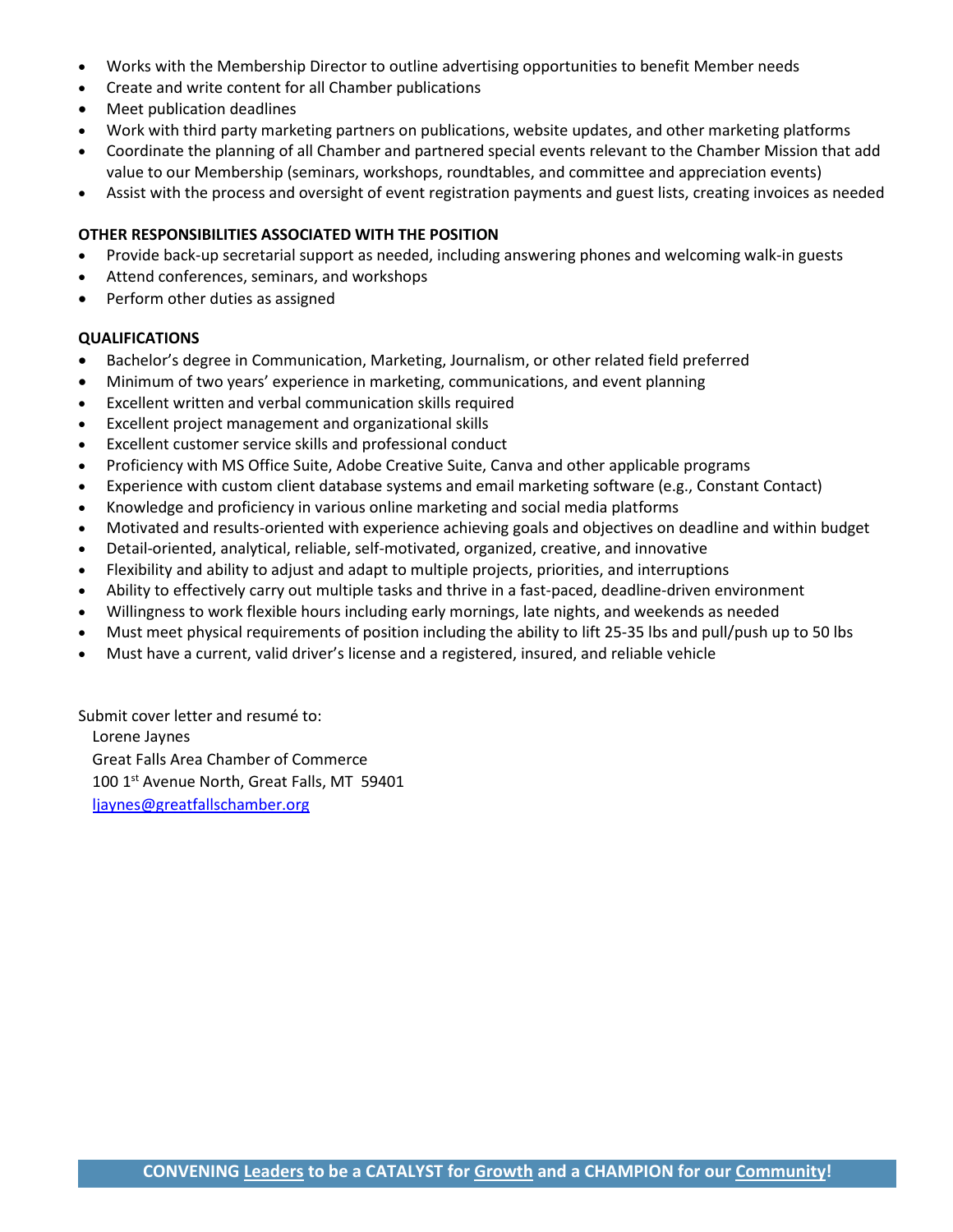- Works with the Membership Director to outline advertising opportunities to benefit Member needs
- Create and write content for all Chamber publications
- Meet publication deadlines
- Work with third party marketing partners on publications, website updates, and other marketing platforms
- Coordinate the planning of all Chamber and partnered special events relevant to the Chamber Mission that add value to our Membership (seminars, workshops, roundtables, and committee and appreciation events)
- Assist with the process and oversight of event registration payments and guest lists, creating invoices as needed

**OTHER RESPONSIBILITIES ASSOCIATED WITH THE POSITION**

- Provide back-up secretarial support as needed, including answering phones and welcoming walk-in guests
- Attend conferences, seminars, and workshops
- Perform other duties as assigned

**QUALIFICATIONS**

- Bachelor's degree in Communication, Marketing, Journalism, or other related field preferred
- Minimum of two years' experience in marketing, communications, and event planning
- Excellent written and verbal communication skills required
- Excellent project management and organizational skills
- Excellent customer service skills and professional conduct
- Proficiency with MS Office Suite, Adobe Creative Suite, Canva and other applicable programs
- Experience with custom client database systems and email marketing software (e.g., Constant Contact)
- Knowledge and proficiency in various online marketing and social media platforms
- Motivated and results-oriented with experience achieving goals and objectives on deadline and within budget
- Detail-oriented, analytical, reliable, self-motivated, organized, creative, and innovative
- Flexibility and ability to adjust and adapt to multiple projects, priorities, and interruptions
- Ability to effectively carry out multiple tasks and thrive in a fast-paced, deadline-driven environment
- Willingness to work flexible hours including early mornings, late nights, and weekends as needed
- Must meet physical requirements of position including the ability to lift 25-35 lbs and pull/push up to 50 lbs
- Must have a current, valid driver's license and a registered, insured, and reliable vehicle

Submit cover letter and resumé to:

Lorene Jaynes
Great Falls Area Chamber of Commerce
100 1st Avenue North, Great Falls, MT 59401
ljaynes@greatfallschamber.org

**CONVENING Leaders to be a CATALYST for Growth and a CHAMPION for our Community!**